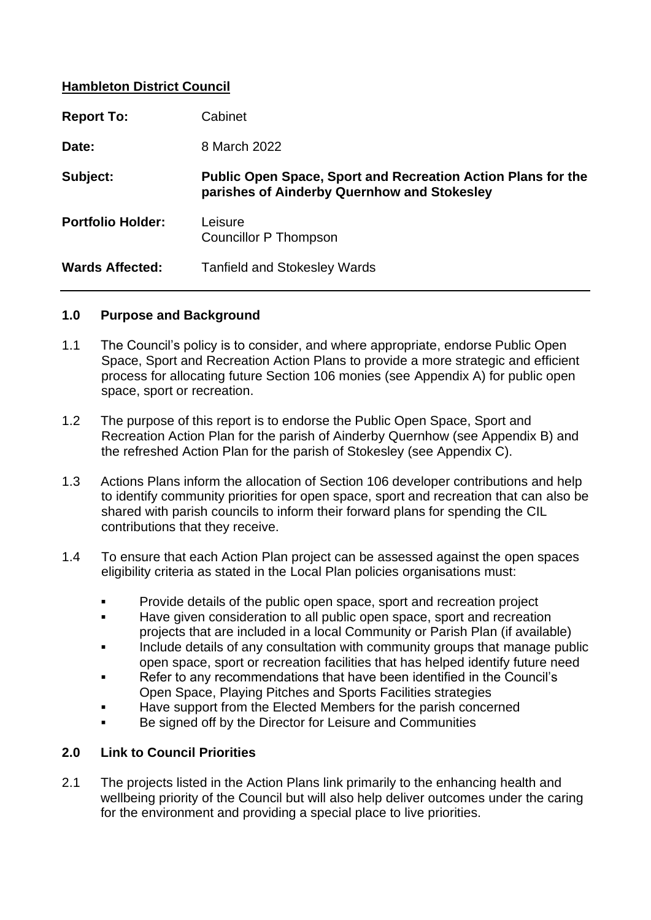**Hambleton District Council**

| | |
|---|---|
| **Report To:** | Cabinet |
| **Date:** | 8 March 2022 |
| **Subject:** | **Public Open Space, Sport and Recreation Action Plans for the parishes of Ainderby Quernhow and Stokesley** |
| **Portfolio Holder:** | Leisure<br>Councillor P Thompson |
| **Wards Affected:** | Tanfield and Stokesley Wards |

## 1.0 Purpose and Background

1.1 The Council's policy is to consider, and where appropriate, endorse Public Open Space, Sport and Recreation Action Plans to provide a more strategic and efficient process for allocating future Section 106 monies (see Appendix A) for public open space, sport or recreation.

1.2 The purpose of this report is to endorse the Public Open Space, Sport and Recreation Action Plan for the parish of Ainderby Quernhow (see Appendix B) and the refreshed Action Plan for the parish of Stokesley (see Appendix C).

1.3 Actions Plans inform the allocation of Section 106 developer contributions and help to identify community priorities for open space, sport and recreation that can also be shared with parish councils to inform their forward plans for spending the CIL contributions that they receive.

1.4 To ensure that each Action Plan project can be assessed against the open spaces eligibility criteria as stated in the Local Plan policies organisations must:

- Provide details of the public open space, sport and recreation project
- Have given consideration to all public open space, sport and recreation projects that are included in a local Community or Parish Plan (if available)
- Include details of any consultation with community groups that manage public open space, sport or recreation facilities that has helped identify future need
- Refer to any recommendations that have been identified in the Council's Open Space, Playing Pitches and Sports Facilities strategies
- Have support from the Elected Members for the parish concerned
- Be signed off by the Director for Leisure and Communities

## 2.0 Link to Council Priorities

2.1 The projects listed in the Action Plans link primarily to the enhancing health and wellbeing priority of the Council but will also help deliver outcomes under the caring for the environment and providing a special place to live priorities.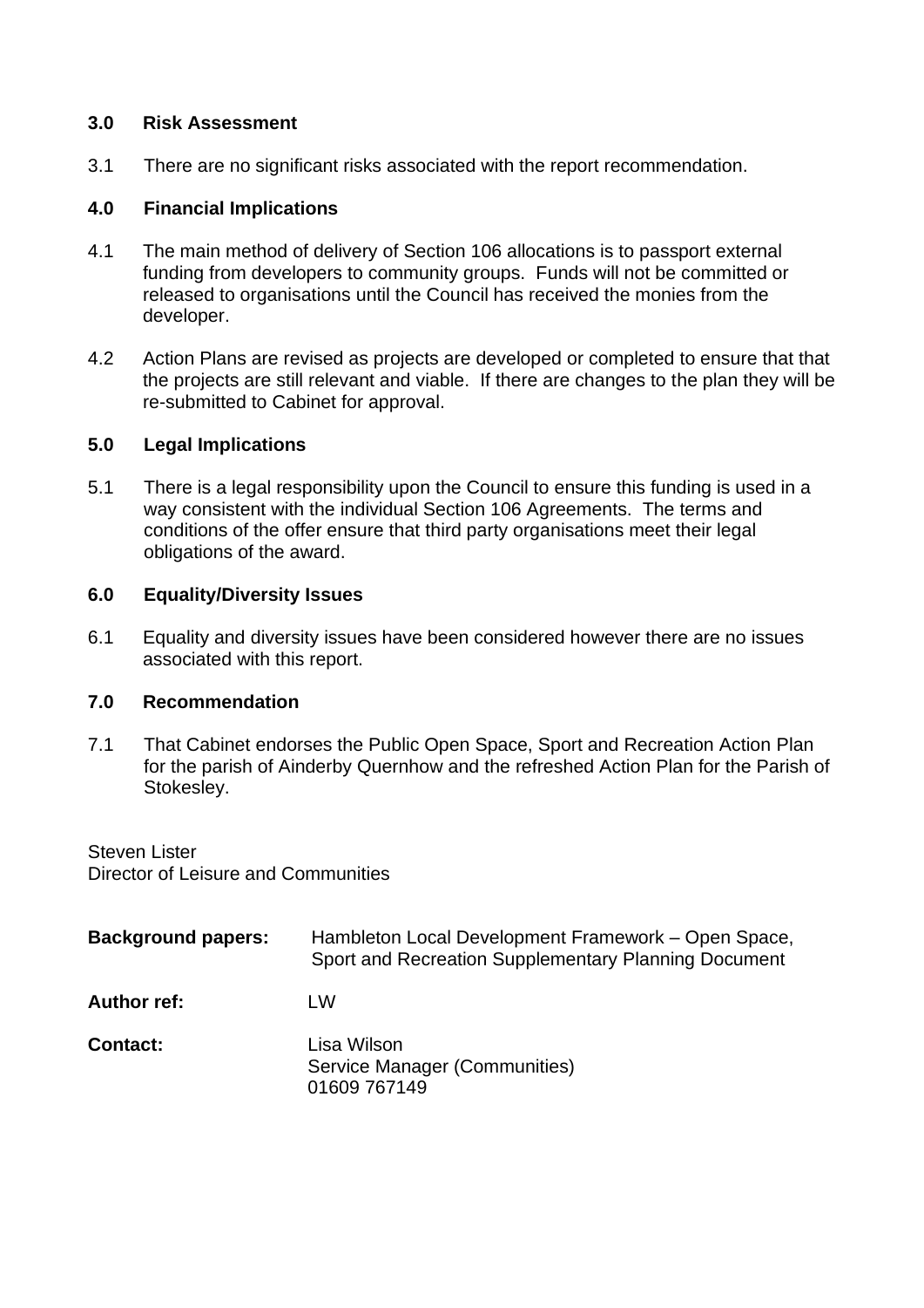**3.0 Risk Assessment**

3.1 There are no significant risks associated with the report recommendation.

**4.0 Financial Implications**

4.1 The main method of delivery of Section 106 allocations is to passport external funding from developers to community groups. Funds will not be committed or released to organisations until the Council has received the monies from the developer.

4.2 Action Plans are revised as projects are developed or completed to ensure that that the projects are still relevant and viable. If there are changes to the plan they will be re-submitted to Cabinet for approval.

**5.0 Legal Implications**

5.1 There is a legal responsibility upon the Council to ensure this funding is used in a way consistent with the individual Section 106 Agreements. The terms and conditions of the offer ensure that third party organisations meet their legal obligations of the award.

**6.0 Equality/Diversity Issues**

6.1 Equality and diversity issues have been considered however there are no issues associated with this report.

**7.0 Recommendation**

7.1 That Cabinet endorses the Public Open Space, Sport and Recreation Action Plan for the parish of Ainderby Quernhow and the refreshed Action Plan for the Parish of Stokesley.

Steven Lister
Director of Leisure and Communities

**Background papers:** Hambleton Local Development Framework – Open Space, Sport and Recreation Supplementary Planning Document

**Author ref:** LW

**Contact:** Lisa Wilson
Service Manager (Communities)
01609 767149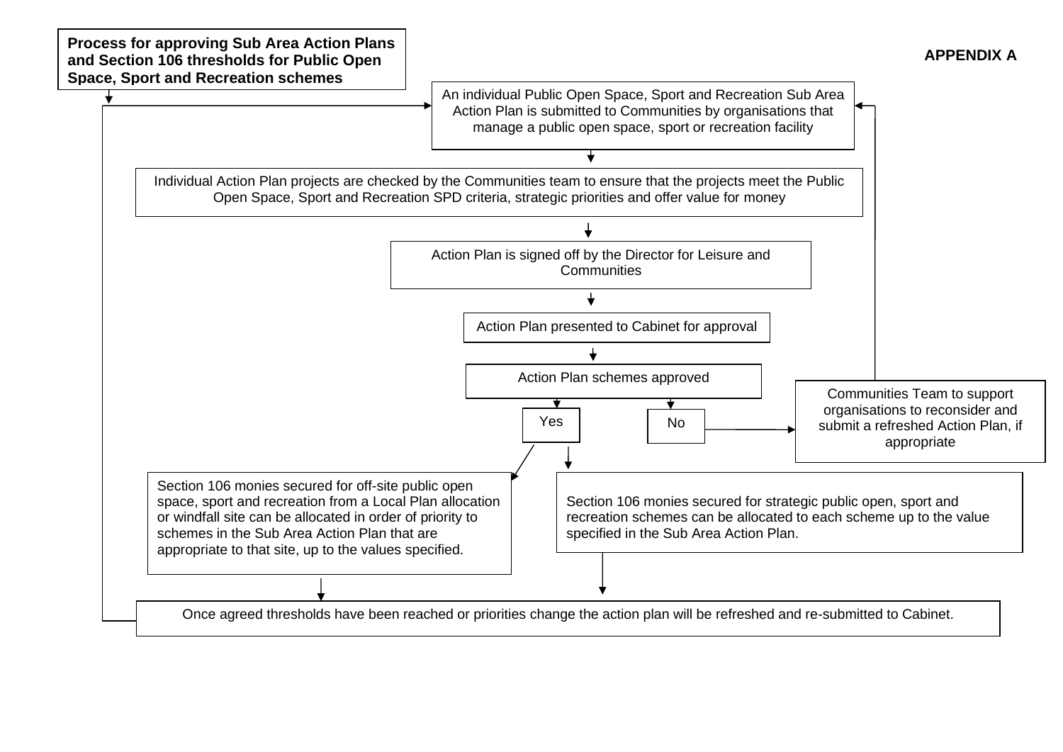**APPENDIX A**

**Process for approving Sub Area Action Plans and Section 106 thresholds for Public Open Space, Sport and Recreation schemes**

An individual Public Open Space, Sport and Recreation Sub Area Action Plan is submitted to Communities by organisations that manage a public open space, sport or recreation facility

↓

Individual Action Plan projects are checked by the Communities team to ensure that the projects meet the Public Open Space, Sport and Recreation SPD criteria, strategic priorities and offer value for money

↓

Action Plan is signed off by the Director for Leisure and Communities

↓

Action Plan presented to Cabinet for approval

↓

Action Plan schemes approved

- **Yes**
  - Section 106 monies secured for off-site public open space, sport and recreation from a Local Plan allocation or windfall site can be allocated in order of priority to schemes in the Sub Area Action Plan that are appropriate to that site, up to the values specified.
  - Section 106 monies secured for strategic public open, sport and recreation schemes can be allocated to each scheme up to the value specified in the Sub Area Action Plan.
- **No**
  - Communities Team to support organisations to reconsider and submit a refreshed Action Plan, if appropriate (returns to submission of the Sub Area Action Plan)

↓

Once agreed thresholds have been reached or priorities change the action plan will be refreshed and re-submitted to Cabinet. (returns to submission of the Sub Area Action Plan)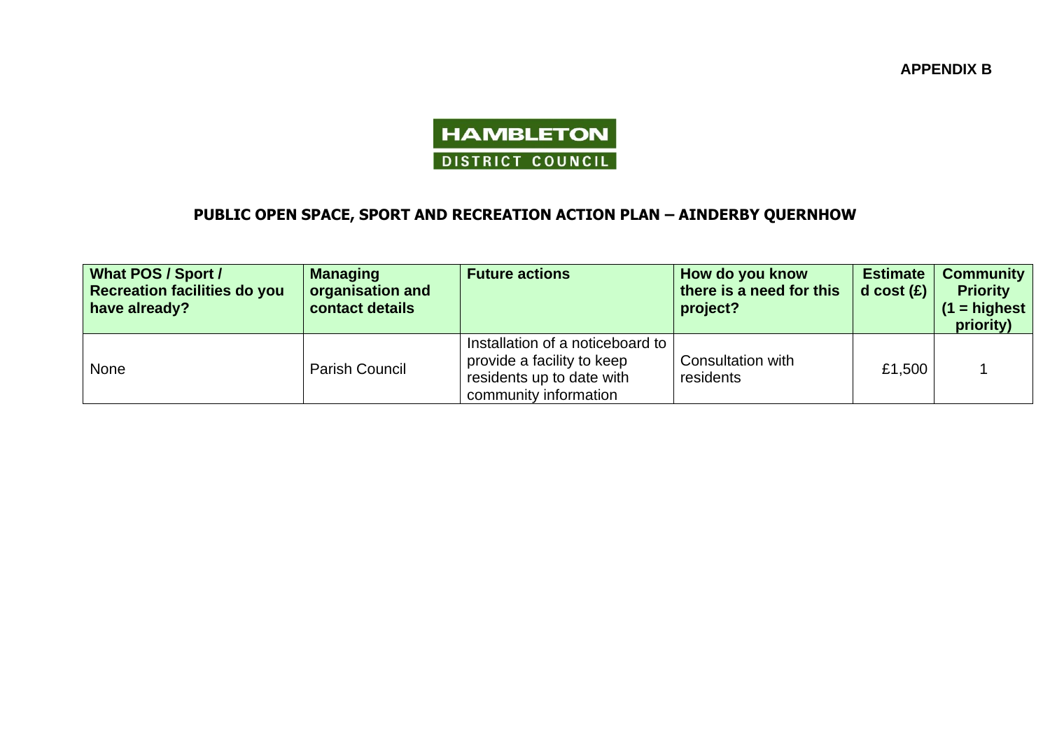**APPENDIX B**

HAMBLETON
DISTRICT COUNCIL

## PUBLIC OPEN SPACE, SPORT AND RECREATION ACTION PLAN – AINDERBY QUERNHOW

| What POS / Sport / Recreation facilities do you have already? | Managing organisation and contact details | Future actions | How do you know there is a need for this project? | Estimated cost (£) | Community Priority (1 = highest priority) |
|---|---|---|---|---|---|
| None | Parish Council | Installation of a noticeboard to provide a facility to keep residents up to date with community information | Consultation with residents | £1,500 | 1 |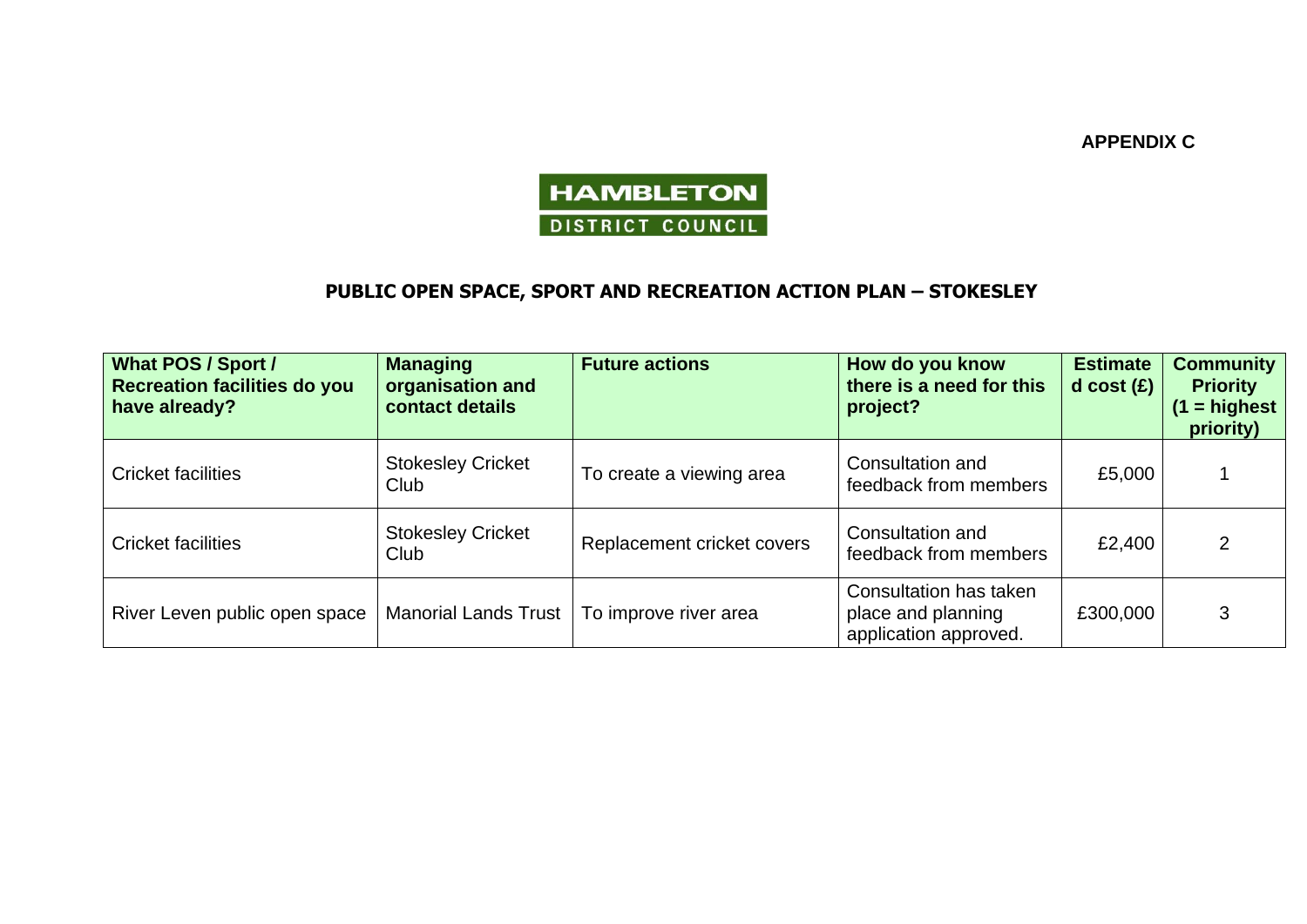**APPENDIX C**

HAMBLETON
DISTRICT COUNCIL

## PUBLIC OPEN SPACE, SPORT AND RECREATION ACTION PLAN – STOKESLEY

| What POS / Sport / Recreation facilities do you have already? | Managing organisation and contact details | Future actions | How do you know there is a need for this project? | Estimated cost (£) | Community Priority (1 = highest priority) |
|---|---|---|---|---|---|
| Cricket facilities | Stokesley Cricket Club | To create a viewing area | Consultation and feedback from members | £5,000 | 1 |
| Cricket facilities | Stokesley Cricket Club | Replacement cricket covers | Consultation and feedback from members | £2,400 | 2 |
| River Leven public open space | Manorial Lands Trust | To improve river area | Consultation has taken place and planning application approved. | £300,000 | 3 |